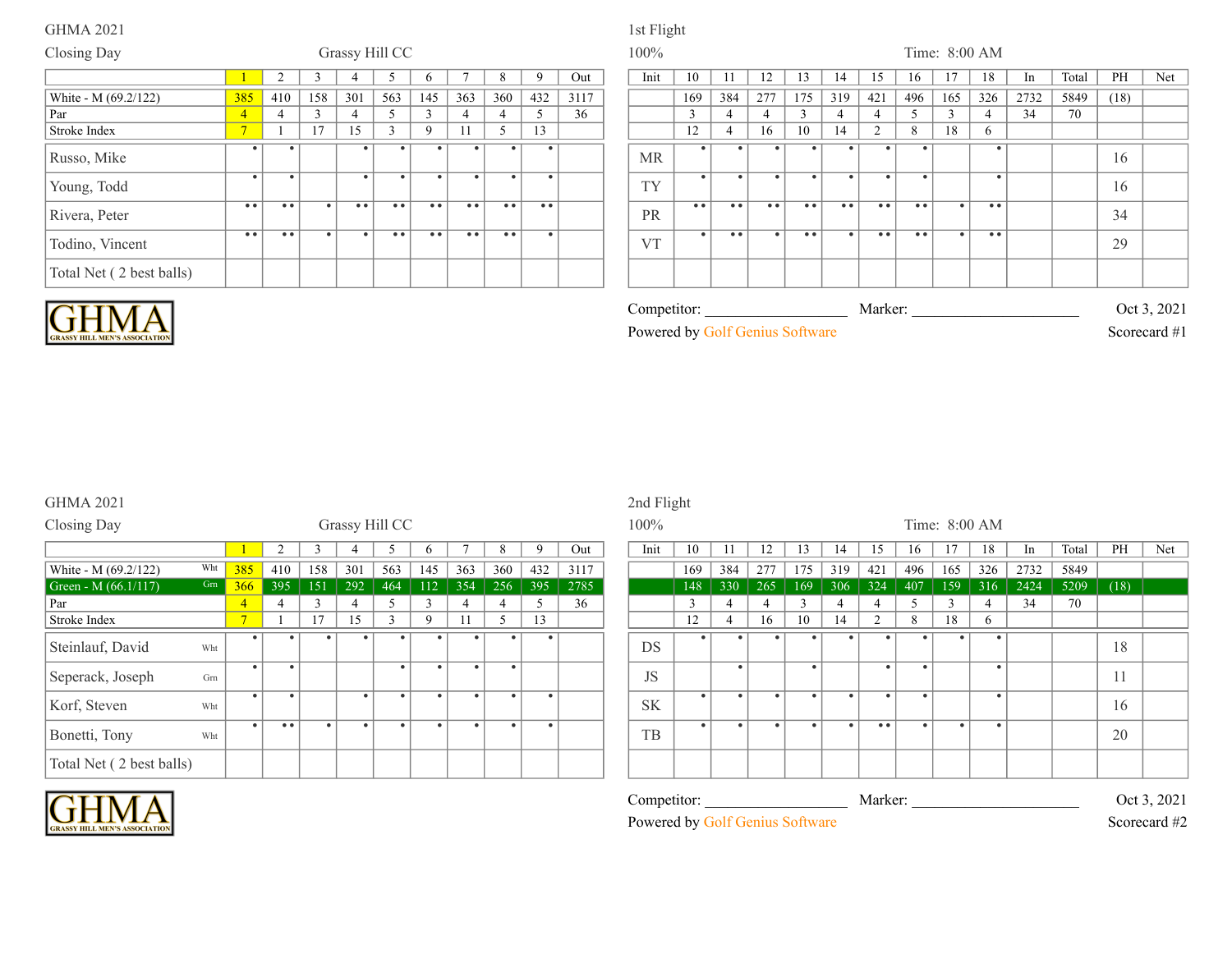GHMA 2021

Closing Day — Grassy Hill CC

1st Flight — 100% — Time: 8:00 AM

| | 1 | 2 | 3 | 4 | 5 | 6 | 7 | 8 | 9 | Out | Init | 10 | 11 | 12 | 13 | 14 | 15 | 16 | 17 | 18 | In | Total | PH | Net |
|---|---|---|---|---|---|---|---|---|---|---|---|---|---|---|---|---|---|---|---|---|---|---|---|---|
| White - M (69.2/122) | 385 | 410 | 158 | 301 | 563 | 145 | 363 | 360 | 432 | 3117 | | 169 | 384 | 277 | 175 | 319 | 421 | 496 | 165 | 326 | 2732 | 5849 | (18) | |
| Par | 4 | 4 | 3 | 4 | 5 | 3 | 4 | 4 | 5 | 36 | | 3 | 4 | 4 | 3 | 4 | 4 | 5 | 3 | 4 | 34 | 70 | | |
| Stroke Index | 7 | 1 | 17 | 15 | 3 | 9 | 11 | 5 | 13 | | | 12 | 4 | 16 | 10 | 14 | 2 | 8 | 18 | 6 | | | | |
| Russo, Mike | • | • | | • | • | • | • | • | • | | MR | • | • | • | • | • | • | • | | • | | | 16 | |
| Young, Todd | • | • | | • | • | • | • | • | • | | TY | • | • | • | • | • | • | • | | • | | | 16 | |
| Rivera, Peter | •• | •• | • | •• | •• | •• | •• | •• | •• | | PR | •• | •• | •• | •• | •• | •• | •• | • | •• | | | 34 | |
| Todino, Vincent | •• | •• | • | • | •• | •• | •• | •• | • | | VT | • | •• | • | •• | • | •• | •• | • | •• | | | 29 | |
| Total Net ( 2 best balls) | | | | | | | | | | | | | | | | | | | | | | | | |

GHMA — GRASSY HILL MEN'S ASSOCIATION

Competitor: ____________________ Marker: ________________________ Oct 3, 2021

Powered by Golf Genius Software — Scorecard #1

GHMA 2021

Closing Day — Grassy Hill CC

2nd Flight — 100% — Time: 8:00 AM

| | 1 | 2 | 3 | 4 | 5 | 6 | 7 | 8 | 9 | Out | Init | 10 | 11 | 12 | 13 | 14 | 15 | 16 | 17 | 18 | In | Total | PH | Net |
|---|---|---|---|---|---|---|---|---|---|---|---|---|---|---|---|---|---|---|---|---|---|---|---|---|
| White - M (69.2/122) Wht | 385 | 410 | 158 | 301 | 563 | 145 | 363 | 360 | 432 | 3117 | | 169 | 384 | 277 | 175 | 319 | 421 | 496 | 165 | 326 | 2732 | 5849 | | |
| Green - M (66.1/117) Grn | 366 | 395 | 151 | 292 | 464 | 112 | 354 | 256 | 395 | 2785 | | 148 | 330 | 265 | 169 | 306 | 324 | 407 | 159 | 316 | 2424 | 5209 | (18) | |
| Par | 4 | 4 | 3 | 4 | 5 | 3 | 4 | 4 | 5 | 36 | | 3 | 4 | 4 | 3 | 4 | 4 | 5 | 3 | 4 | 34 | 70 | | |
| Stroke Index | 7 | 1 | 17 | 15 | 3 | 9 | 11 | 5 | 13 | | | 12 | 4 | 16 | 10 | 14 | 2 | 8 | 18 | 6 | | | | |
| Steinlauf, David Wht | • | • | • | • | • | • | • | • | • | | DS | • | • | • | • | • | • | • | • | • | | | 18 | |
| Seperack, Joseph Grn | • | • | | | • | • | • | • | | | JS | | • | | • | | • | • | | • | | | 11 | |
| Korf, Steven Wht | • | • | | • | • | • | • | • | • | | SK | • | • | • | • | • | • | • | | • | | | 16 | |
| Bonetti, Tony Wht | • | •• | • | • | • | • | • | • | • | | TB | • | • | • | • | • | •• | • | • | • | | | 20 | |
| Total Net ( 2 best balls) | | | | | | | | | | | | | | | | | | | | | | | | |

GHMA — GRASSY HILL MEN'S ASSOCIATION

Competitor: ____________________ Marker: ________________________ Oct 3, 2021

Powered by Golf Genius Software — Scorecard #2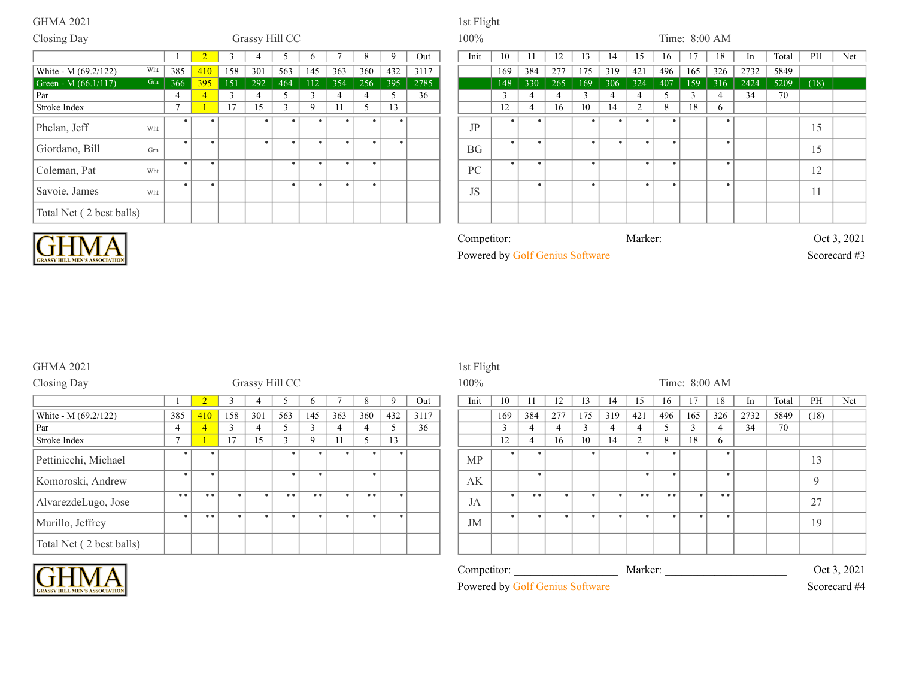GHMA 2021

Closing Day

Grassy Hill CC

1st Flight

100%

Time: 8:00 AM

| | 1 | 2 | 3 | 4 | 5 | 6 | 7 | 8 | 9 | Out | Init | 10 | 11 | 12 | 13 | 14 | 15 | 16 | 17 | 18 | In | Total | PH | Net |
|---|---|---|---|---|---|---|---|---|---|---|---|---|---|---|---|---|---|---|---|---|---|---|---|---|
| White - M (69.2/122) Wht | 385 | 410 | 158 | 301 | 563 | 145 | 363 | 360 | 432 | 3117 | | 169 | 384 | 277 | 175 | 319 | 421 | 496 | 165 | 326 | 2732 | 5849 | | |
| Green - M (66.1/117) Grn | 366 | 395 | 151 | 292 | 464 | 112 | 354 | 256 | 395 | 2785 | | 148 | 330 | 265 | 169 | 306 | 324 | 407 | 159 | 316 | 2424 | 5209 | (18) | |
| Par | 4 | 4 | 3 | 4 | 5 | 3 | 4 | 4 | 5 | 36 | | 3 | 4 | 4 | 3 | 4 | 4 | 5 | 3 | 4 | 34 | 70 | | |
| Stroke Index | 7 | 1 | 17 | 15 | 3 | 9 | 11 | 5 | 13 | | | 12 | 4 | 16 | 10 | 14 | 2 | 8 | 18 | 6 | | | | |
| Phelan, Jeff Wht | • | • | | • | • | • | • | • | • | | JP | • | • | | • | • | • | • | | • | | | 15 | |
| Giordano, Bill Grn | • | • | | • | • | • | • | • | • | | BG | • | • | | • | • | • | • | | • | | | 15 | |
| Coleman, Pat Wht | • | • | | | • | • | • | • | | | PC | • | • | | • | | • | • | | • | | | 12 | |
| Savoie, James Wht | • | • | | | • | • | • | • | | | JS | | • | | • | | • | • | | • | | | 11 | |
| Total Net ( 2 best balls) | | | | | | | | | | | | | | | | | | | | | | | | |

GHMA GRASSY HILL MEN'S ASSOCIATION

Competitor: ____________________ Marker: ______________________ Oct 3, 2021

Powered by Golf Genius Software

Scorecard #3

GHMA 2021

Closing Day

Grassy Hill CC

1st Flight

100%

Time: 8:00 AM

| | 1 | 2 | 3 | 4 | 5 | 6 | 7 | 8 | 9 | Out | Init | 10 | 11 | 12 | 13 | 14 | 15 | 16 | 17 | 18 | In | Total | PH | Net |
|---|---|---|---|---|---|---|---|---|---|---|---|---|---|---|---|---|---|---|---|---|---|---|---|---|
| White - M (69.2/122) | 385 | 410 | 158 | 301 | 563 | 145 | 363 | 360 | 432 | 3117 | | 169 | 384 | 277 | 175 | 319 | 421 | 496 | 165 | 326 | 2732 | 5849 | (18) | |
| Par | 4 | 4 | 3 | 4 | 5 | 3 | 4 | 4 | 5 | 36 | | 3 | 4 | 4 | 3 | 4 | 4 | 5 | 3 | 4 | 34 | 70 | | |
| Stroke Index | 7 | 1 | 17 | 15 | 3 | 9 | 11 | 5 | 13 | | | 12 | 4 | 16 | 10 | 14 | 2 | 8 | 18 | 6 | | | | |
| Pettinicchi, Michael | • | • | | | • | • | • | • | • | | MP | • | • | | • | | • | • | | • | | | 13 | |
| Komoroski, Andrew | • | • | | | • | • | | • | | | AK | | • | | | | • | • | | • | | | 9 | |
| AlvarezdeLugo, Jose | •• | •• | • | • | •• | •• | • | •• | • | | JA | • | •• | • | • | • | •• | •• | • | •• | | | 27 | |
| Murillo, Jeffrey | • | •• | • | • | • | • | • | • | • | | JM | • | • | • | • | • | • | • | • | • | | | 19 | |
| Total Net ( 2 best balls) | | | | | | | | | | | | | | | | | | | | | | | | |

GHMA GRASSY HILL MEN'S ASSOCIATION

Competitor: ____________________ Marker: ______________________ Oct 3, 2021

Powered by Golf Genius Software

Scorecard #4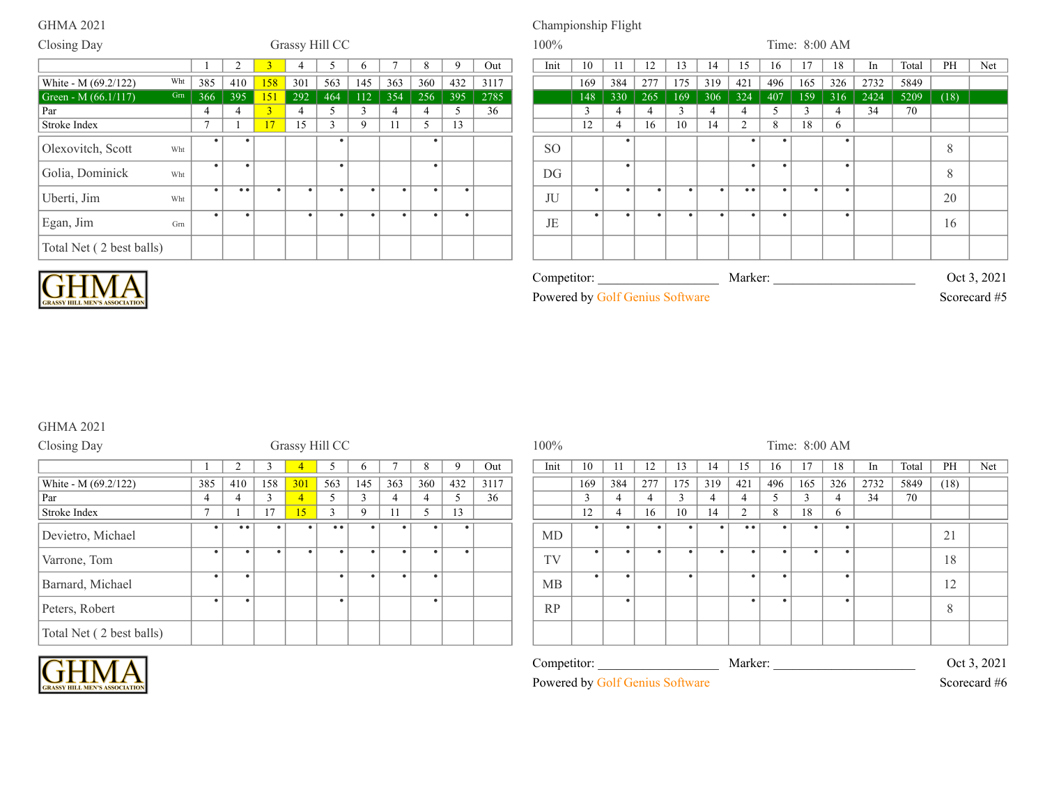GHMA 2021

Closing Day

Grassy Hill CC

Championship Flight

100%

Time: 8:00 AM

| | 1 | 2 | 3 | 4 | 5 | 6 | 7 | 8 | 9 | Out | Init | 10 | 11 | 12 | 13 | 14 | 15 | 16 | 17 | 18 | In | Total | PH | Net |
|---|---|---|---|---|---|---|---|---|---|---|---|---|---|---|---|---|---|---|---|---|---|---|---|---|
| White - M (69.2/122) Wht | 385 | 410 | 158 | 301 | 563 | 145 | 363 | 360 | 432 | 3117 | | 169 | 384 | 277 | 175 | 319 | 421 | 496 | 165 | 326 | 2732 | 5849 | | |
| Green - M (66.1/117) Grn | 366 | 395 | 151 | 292 | 464 | 112 | 354 | 256 | 395 | 2785 | | 148 | 330 | 265 | 169 | 306 | 324 | 407 | 159 | 316 | 2424 | 5209 | (18) | |
| Par | 4 | 4 | 3 | 4 | 5 | 3 | 4 | 4 | 5 | 36 | | 3 | 4 | 4 | 3 | 4 | 4 | 5 | 3 | 4 | 34 | 70 | | |
| Stroke Index | 7 | 1 | 17 | 15 | 3 | 9 | 11 | 5 | 13 | | | 12 | 4 | 16 | 10 | 14 | 2 | 8 | 18 | 6 | | | | |
| Olexovitch, Scott Wht | • | • | | | • | | | • | | | SO | | • | | | | • | • | | • | | | 8 | |
| Golia, Dominick Wht | • | • | | | • | | | • | | | DG | | • | | | | • | • | | • | | | 8 | |
| Uberti, Jim Wht | • | •• | • | • | • | • | • | • | • | | JU | • | • | • | • | • | •• | • | • | • | | | 20 | |
| Egan, Jim Grn | • | • | | • | • | • | • | • | • | | JE | • | • | • | • | • | • | • | | • | | | 16 | |
| Total Net ( 2 best balls) | | | | | | | | | | | | | | | | | | | | | | | | |

GHMA GRASSY HILL MEN'S ASSOCIATION

Competitor: ____________________ Marker: ______________________ Oct 3, 2021

Powered by Golf Genius Software Scorecard #5

GHMA 2021

Closing Day

Grassy Hill CC

100%

Time: 8:00 AM

| | 1 | 2 | 3 | 4 | 5 | 6 | 7 | 8 | 9 | Out | Init | 10 | 11 | 12 | 13 | 14 | 15 | 16 | 17 | 18 | In | Total | PH | Net |
|---|---|---|---|---|---|---|---|---|---|---|---|---|---|---|---|---|---|---|---|---|---|---|---|---|
| White - M (69.2/122) | 385 | 410 | 158 | 301 | 563 | 145 | 363 | 360 | 432 | 3117 | | 169 | 384 | 277 | 175 | 319 | 421 | 496 | 165 | 326 | 2732 | 5849 | (18) | |
| Par | 4 | 4 | 3 | 4 | 5 | 3 | 4 | 4 | 5 | 36 | | 3 | 4 | 4 | 3 | 4 | 4 | 5 | 3 | 4 | 34 | 70 | | |
| Stroke Index | 7 | 1 | 17 | 15 | 3 | 9 | 11 | 5 | 13 | | | 12 | 4 | 16 | 10 | 14 | 2 | 8 | 18 | 6 | | | | |
| Devietro, Michael | • | •• | • | • | •• | • | • | • | • | | MD | • | • | • | • | • | •• | • | • | • | | | 21 | |
| Varrone, Tom | • | • | • | • | • | • | • | • | • | | TV | • | • | • | • | • | • | • | • | • | | | 18 | |
| Barnard, Michael | • | • | | | • | • | • | • | | | MB | • | • | | • | | • | • | | • | | | 12 | |
| Peters, Robert | • | • | | | • | | | • | | | RP | | • | | | | • | • | | • | | | 8 | |
| Total Net ( 2 best balls) | | | | | | | | | | | | | | | | | | | | | | | | |

GHMA GRASSY HILL MEN'S ASSOCIATION

Competitor: ____________________ Marker: ______________________ Oct 3, 2021

Powered by Golf Genius Software Scorecard #6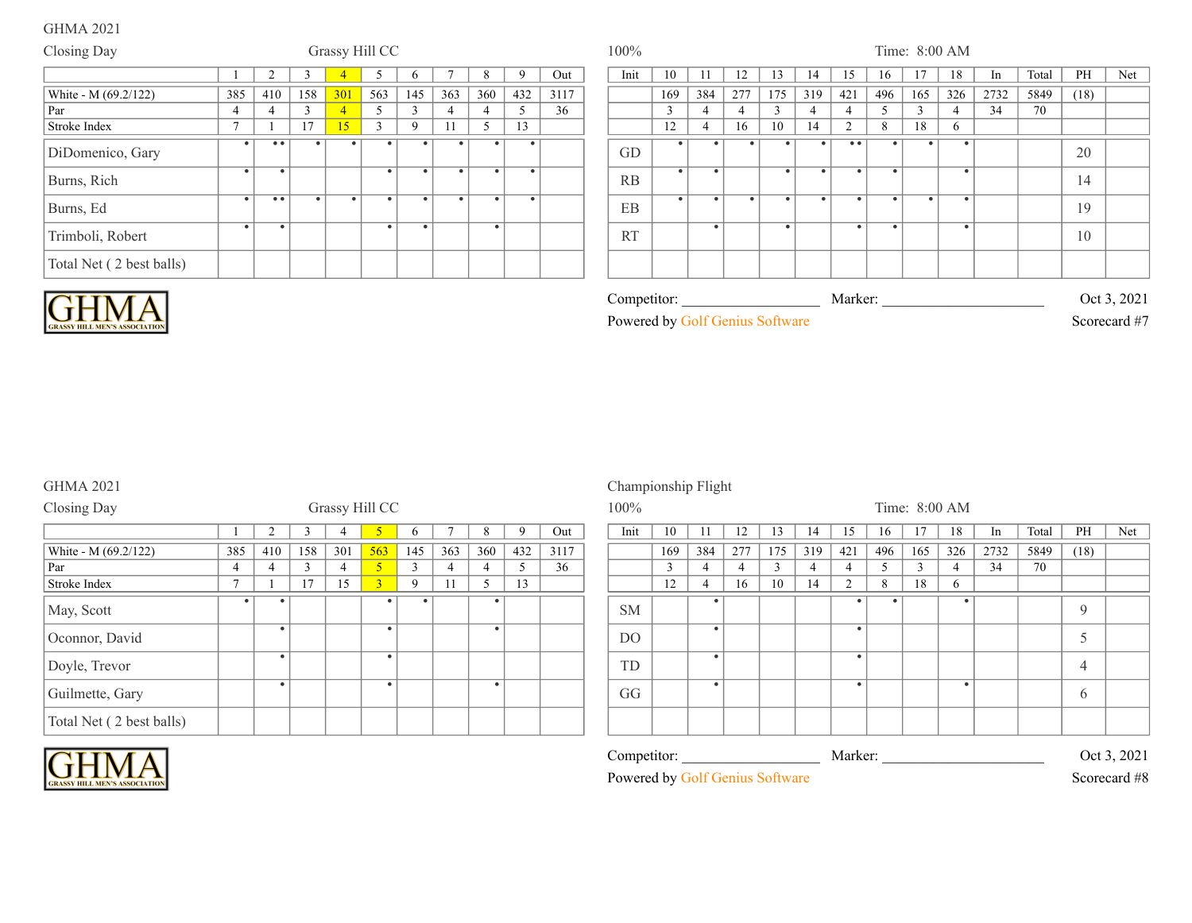GHMA 2021

Closing Day — Grassy Hill CC

100% — Time: 8:00 AM

| | 1 | 2 | 3 | 4 | 5 | 6 | 7 | 8 | 9 | Out | Init | 10 | 11 | 12 | 13 | 14 | 15 | 16 | 17 | 18 | In | Total | PH | Net |
|---|---|---|---|---|---|---|---|---|---|---|---|---|---|---|---|---|---|---|---|---|---|---|---|---|
| White - M (69.2/122) | 385 | 410 | 158 | 301 | 563 | 145 | 363 | 360 | 432 | 3117 | | 169 | 384 | 277 | 175 | 319 | 421 | 496 | 165 | 326 | 2732 | 5849 | (18) | |
| Par | 4 | 4 | 3 | 4 | 5 | 3 | 4 | 4 | 5 | 36 | | 3 | 4 | 4 | 3 | 4 | 4 | 5 | 3 | 4 | 34 | 70 | | |
| Stroke Index | 7 | 1 | 17 | 15 | 3 | 9 | 11 | 5 | 13 | | | 12 | 4 | 16 | 10 | 14 | 2 | 8 | 18 | 6 | | | | |
| DiDomenico, Gary | • | •• | • | • | • | • | • | • | • | | GD | • | • | • | • | • | •• | • | • | • | | | 20 | |
| Burns, Rich | • | • | | | • | • | • | • | • | | RB | • | • | | • | • | • | • | | • | | | 14 | |
| Burns, Ed | • | •• | • | • | • | • | • | • | • | | EB | • | • | • | • | • | • | • | • | • | | | 19 | |
| Trimboli, Robert | • | • | | | • | • | | • | | | RT | | • | | • | | • | • | | • | | | 10 | |
| Total Net ( 2 best balls) | | | | | | | | | | | | | | | | | | | | | | | | |

GHMA — GRASSY HILL MEN'S ASSOCIATION

Competitor: ____________________ Marker: ________________________ Oct 3, 2021

Powered by Golf Genius Software — Scorecard #7

GHMA 2021

Closing Day — Grassy Hill CC

Championship Flight

100% — Time: 8:00 AM

| | 1 | 2 | 3 | 4 | 5 | 6 | 7 | 8 | 9 | Out | Init | 10 | 11 | 12 | 13 | 14 | 15 | 16 | 17 | 18 | In | Total | PH | Net |
|---|---|---|---|---|---|---|---|---|---|---|---|---|---|---|---|---|---|---|---|---|---|---|---|---|
| White - M (69.2/122) | 385 | 410 | 158 | 301 | 563 | 145 | 363 | 360 | 432 | 3117 | | 169 | 384 | 277 | 175 | 319 | 421 | 496 | 165 | 326 | 2732 | 5849 | (18) | |
| Par | 4 | 4 | 3 | 4 | 5 | 3 | 4 | 4 | 5 | 36 | | 3 | 4 | 4 | 3 | 4 | 4 | 5 | 3 | 4 | 34 | 70 | | |
| Stroke Index | 7 | 1 | 17 | 15 | 3 | 9 | 11 | 5 | 13 | | | 12 | 4 | 16 | 10 | 14 | 2 | 8 | 18 | 6 | | | | |
| May, Scott | • | • | | | • | • | | • | | | SM | | • | | | | • | • | | • | | | 9 | |
| Oconnor, David | | • | | | • | | | • | | | DO | | • | | | | • | | | | | | 5 | |
| Doyle, Trevor | | • | | | • | | | | | | TD | | • | | | | • | | | | | | 4 | |
| Guilmette, Gary | | • | | | • | | | • | | | GG | | • | | | | • | | | • | | | 6 | |
| Total Net ( 2 best balls) | | | | | | | | | | | | | | | | | | | | | | | | |

GHMA — GRASSY HILL MEN'S ASSOCIATION

Competitor: ____________________ Marker: ________________________ Oct 3, 2021

Powered by Golf Genius Software — Scorecard #8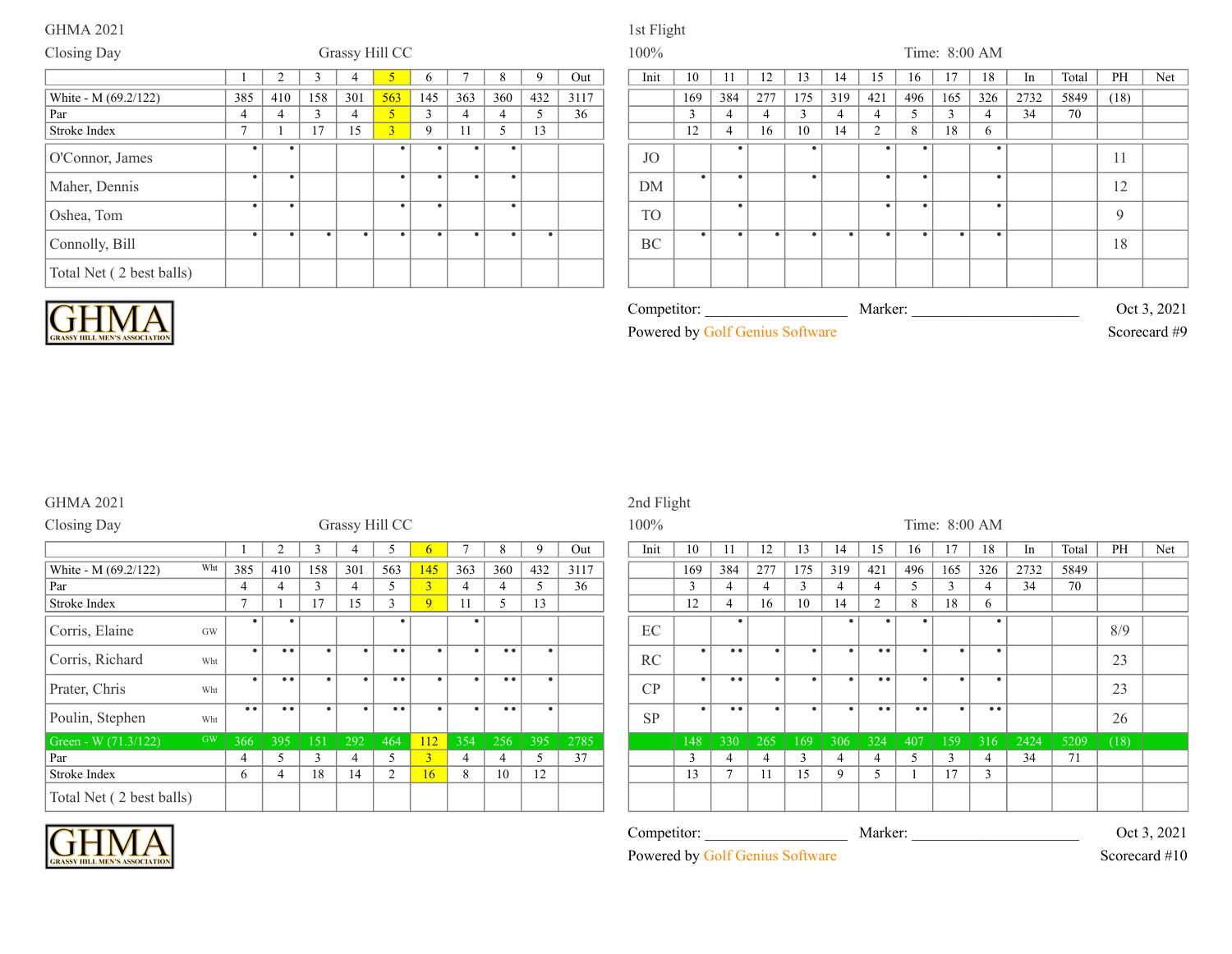GHMA 2021

Closing Day — Grassy Hill CC

1st Flight

100% — Time: 8:00 AM

| | 1 | 2 | 3 | 4 | 5 | 6 | 7 | 8 | 9 | Out | Init | 10 | 11 | 12 | 13 | 14 | 15 | 16 | 17 | 18 | In | Total | PH | Net |
|---|---|---|---|---|---|---|---|---|---|---|---|---|---|---|---|---|---|---|---|---|---|---|---|---|
| White - M (69.2/122) | 385 | 410 | 158 | 301 | 563 | 145 | 363 | 360 | 432 | 3117 | | 169 | 384 | 277 | 175 | 319 | 421 | 496 | 165 | 326 | 2732 | 5849 | (18) | |
| Par | 4 | 4 | 3 | 4 | 5 | 3 | 4 | 4 | 5 | 36 | | 3 | 4 | 4 | 3 | 4 | 4 | 5 | 3 | 4 | 34 | 70 | | |
| Stroke Index | 7 | 1 | 17 | 15 | 3 | 9 | 11 | 5 | 13 | | | 12 | 4 | 16 | 10 | 14 | 2 | 8 | 18 | 6 | | | | |
| O'Connor, James | • | • | | | • | • | • | • | | | JO | | • | | • | | • | • | | • | | | 11 | |
| Maher, Dennis | • | • | | | • | • | • | • | | | DM | • | • | | • | | • | • | | • | | | 12 | |
| Oshea, Tom | • | • | | | • | • | | • | | | TO | | • | | | | • | • | | • | | | 9 | |
| Connolly, Bill | • | • | • | • | • | • | • | • | • | | BC | • | • | • | • | • | • | • | • | • | | | 18 | |
| Total Net ( 2 best balls) | | | | | | | | | | | | | | | | | | | | | | | | |

Competitor: ____________________ Marker: ________________________ Oct 3, 2021

Powered by Golf Genius Software — Scorecard #9

GHMA 2021

Closing Day — Grassy Hill CC

2nd Flight

100% — Time: 8:00 AM

| | | 1 | 2 | 3 | 4 | 5 | 6 | 7 | 8 | 9 | Out | Init | 10 | 11 | 12 | 13 | 14 | 15 | 16 | 17 | 18 | In | Total | PH | Net |
|---|---|---|---|---|---|---|---|---|---|---|---|---|---|---|---|---|---|---|---|---|---|---|---|---|---|
| White - M (69.2/122) | Wht | 385 | 410 | 158 | 301 | 563 | 145 | 363 | 360 | 432 | 3117 | | 169 | 384 | 277 | 175 | 319 | 421 | 496 | 165 | 326 | 2732 | 5849 | | |
| Par | | 4 | 4 | 3 | 4 | 5 | 3 | 4 | 4 | 5 | 36 | | 3 | 4 | 4 | 3 | 4 | 4 | 5 | 3 | 4 | 34 | 70 | | |
| Stroke Index | | 7 | 1 | 17 | 15 | 3 | 9 | 11 | 5 | 13 | | | 12 | 4 | 16 | 10 | 14 | 2 | 8 | 18 | 6 | | | | |
| Corris, Elaine | GW | • | • | | | • | | • | | | | EC | | • | | | • | • | • | | • | | | 8/9 | |
| Corris, Richard | Wht | • | •• | • | • | •• | • | • | •• | • | | RC | • | •• | • | • | • | •• | • | • | • | | | 23 | |
| Prater, Chris | Wht | • | •• | • | • | •• | • | • | •• | • | | CP | • | •• | • | • | • | •• | • | • | • | | | 23 | |
| Poulin, Stephen | Wht | •• | •• | • | • | •• | • | • | •• | • | | SP | • | •• | • | • | • | •• | •• | • | •• | | | 26 | |
| Green - W (71.3/122) | GW | 366 | 395 | 151 | 292 | 464 | 112 | 354 | 256 | 395 | 2785 | | 148 | 330 | 265 | 169 | 306 | 324 | 407 | 159 | 316 | 2424 | 5209 | (18) | |
| Par | | 4 | 5 | 3 | 4 | 5 | 3 | 4 | 4 | 5 | 37 | | 3 | 4 | 4 | 3 | 4 | 4 | 5 | 3 | 4 | 34 | 71 | | |
| Stroke Index | | 6 | 4 | 18 | 14 | 2 | 16 | 8 | 10 | 12 | | | 13 | 7 | 11 | 15 | 9 | 5 | 1 | 17 | 3 | | | | |
| Total Net ( 2 best balls) | | | | | | | | | | | | | | | | | | | | | | | | | |

Competitor: ____________________ Marker: ________________________ Oct 3, 2021

Powered by Golf Genius Software — Scorecard #10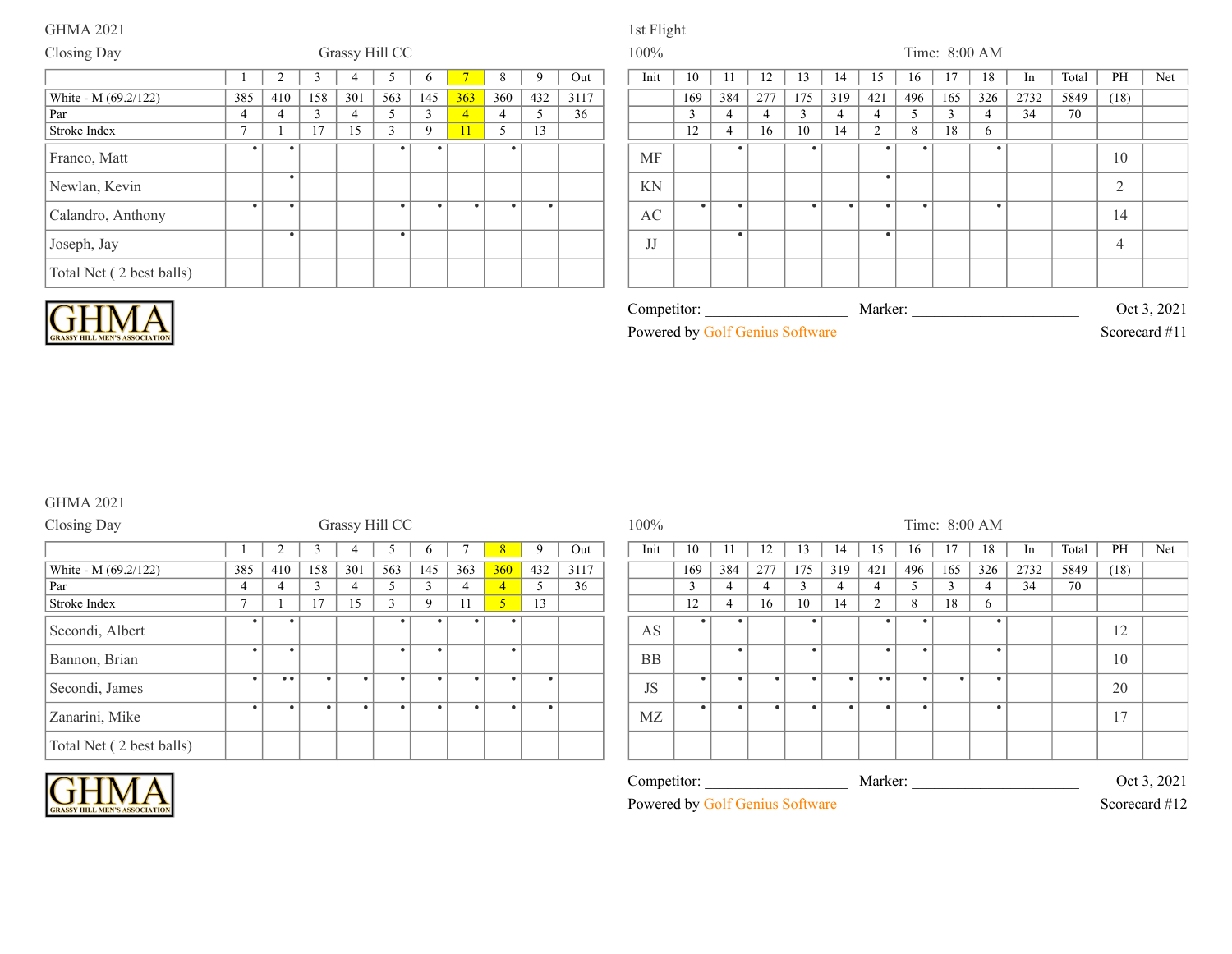GHMA 2021

Closing Day — Grassy Hill CC — 1st Flight

100% — Time: 8:00 AM

| | 1 | 2 | 3 | 4 | 5 | 6 | 7 | 8 | 9 | Out | Init | 10 | 11 | 12 | 13 | 14 | 15 | 16 | 17 | 18 | In | Total | PH | Net |
|---|---|---|---|---|---|---|---|---|---|---|---|---|---|---|---|---|---|---|---|---|---|---|---|---|
| White - M (69.2/122) | 385 | 410 | 158 | 301 | 563 | 145 | 363 | 360 | 432 | 3117 | | 169 | 384 | 277 | 175 | 319 | 421 | 496 | 165 | 326 | 2732 | 5849 | (18) | |
| Par | 4 | 4 | 3 | 4 | 5 | 3 | 4 | 4 | 5 | 36 | | 3 | 4 | 4 | 3 | 4 | 4 | 5 | 3 | 4 | 34 | 70 | | |
| Stroke Index | 7 | 1 | 17 | 15 | 3 | 9 | 11 | 5 | 13 | | | 12 | 4 | 16 | 10 | 14 | 2 | 8 | 18 | 6 | | | | |
| Franco, Matt | • | • | | | • | • | | • | | | MF | | • | | • | | • | • | | • | | | 10 | |
| Newlan, Kevin | | • | | | | | | | | | KN | | | | | | • | | | | | | 2 | |
| Calandro, Anthony | • | • | | | • | • | • | • | • | | AC | • | • | | • | • | • | • | | • | | | 14 | |
| Joseph, Jay | | • | | | • | | | | | | JJ | | • | | | | • | | | | | | 4 | |
| Total Net ( 2 best balls) | | | | | | | | | | | | | | | | | | | | | | | | |

GHMA — GRASSY HILL MEN'S ASSOCIATION

Competitor: ___________________ Marker: _______________________ Oct 3, 2021

Powered by Golf Genius Software — Scorecard #11

GHMA 2021

Closing Day — Grassy Hill CC

100% — Time: 8:00 AM

| | 1 | 2 | 3 | 4 | 5 | 6 | 7 | 8 | 9 | Out | Init | 10 | 11 | 12 | 13 | 14 | 15 | 16 | 17 | 18 | In | Total | PH | Net |
|---|---|---|---|---|---|---|---|---|---|---|---|---|---|---|---|---|---|---|---|---|---|---|---|---|
| White - M (69.2/122) | 385 | 410 | 158 | 301 | 563 | 145 | 363 | 360 | 432 | 3117 | | 169 | 384 | 277 | 175 | 319 | 421 | 496 | 165 | 326 | 2732 | 5849 | (18) | |
| Par | 4 | 4 | 3 | 4 | 5 | 3 | 4 | 4 | 5 | 36 | | 3 | 4 | 4 | 3 | 4 | 4 | 5 | 3 | 4 | 34 | 70 | | |
| Stroke Index | 7 | 1 | 17 | 15 | 3 | 9 | 11 | 5 | 13 | | | 12 | 4 | 16 | 10 | 14 | 2 | 8 | 18 | 6 | | | | |
| Secondi, Albert | • | • | | | • | • | • | • | | | AS | • | • | | • | | • | • | | • | | | 12 | |
| Bannon, Brian | • | • | | | • | • | | • | | | BB | | • | | • | | • | • | | • | | | 10 | |
| Secondi, James | • | •• | • | • | • | • | • | • | • | | JS | • | • | • | • | • | •• | • | • | • | | | 20 | |
| Zanarini, Mike | • | • | • | • | • | • | • | • | • | | MZ | • | • | • | • | • | • | • | | • | | | 17 | |
| Total Net ( 2 best balls) | | | | | | | | | | | | | | | | | | | | | | | | |

GHMA — GRASSY HILL MEN'S ASSOCIATION

Competitor: ___________________ Marker: _______________________ Oct 3, 2021

Powered by Golf Genius Software — Scorecard #12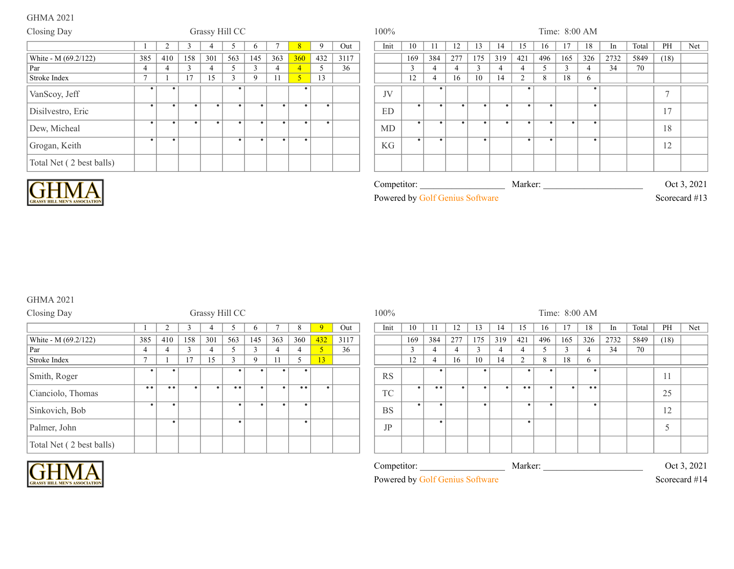GHMA 2021

Closing Day — Grassy Hill CC — 100% — Time: 8:00 AM

| | 1 | 2 | 3 | 4 | 5 | 6 | 7 | 8 | 9 | Out | Init | 10 | 11 | 12 | 13 | 14 | 15 | 16 | 17 | 18 | In | Total | PH | Net |
|---|---|---|---|---|---|---|---|---|---|---|---|---|---|---|---|---|---|---|---|---|---|---|---|---|
| White - M (69.2/122) | 385 | 410 | 158 | 301 | 563 | 145 | 363 | 360 | 432 | 3117 | | 169 | 384 | 277 | 175 | 319 | 421 | 496 | 165 | 326 | 2732 | 5849 | (18) | |
| Par | 4 | 4 | 3 | 4 | 5 | 3 | 4 | 4 | 5 | 36 | | 3 | 4 | 4 | 3 | 4 | 4 | 5 | 3 | 4 | 34 | 70 | | |
| Stroke Index | 7 | 1 | 17 | 15 | 3 | 9 | 11 | 5 | 13 | | | 12 | 4 | 16 | 10 | 14 | 2 | 8 | 18 | 6 | | | | |
| VanScoy, Jeff | • | • | | | • | | | • | | | JV | | • | | | | • | | | • | | | 7 | |
| Disilvestro, Eric | • | • | • | • | • | • | • | • | • | | ED | • | • | • | • | • | • | • | | • | | | 17 | |
| Dew, Micheal | • | • | • | • | • | • | • | • | • | | MD | • | • | • | • | • | • | • | • | • | | | 18 | |
| Grogan, Keith | • | • | | | • | • | • | • | | | KG | • | • | | • | | • | • | | • | | | 12 | |
| Total Net ( 2 best balls) | | | | | | | | | | | | | | | | | | | | | | | | |

GHMA GRASSY HILL MEN'S ASSOCIATION

Competitor: ____________________ Marker: ______________________ Oct 3, 2021

Powered by Golf Genius Software — Scorecard #13

GHMA 2021

Closing Day — Grassy Hill CC — 100% — Time: 8:00 AM

| | 1 | 2 | 3 | 4 | 5 | 6 | 7 | 8 | 9 | Out | Init | 10 | 11 | 12 | 13 | 14 | 15 | 16 | 17 | 18 | In | Total | PH | Net |
|---|---|---|---|---|---|---|---|---|---|---|---|---|---|---|---|---|---|---|---|---|---|---|---|---|
| White - M (69.2/122) | 385 | 410 | 158 | 301 | 563 | 145 | 363 | 360 | 432 | 3117 | | 169 | 384 | 277 | 175 | 319 | 421 | 496 | 165 | 326 | 2732 | 5849 | (18) | |
| Par | 4 | 4 | 3 | 4 | 5 | 3 | 4 | 4 | 5 | 36 | | 3 | 4 | 4 | 3 | 4 | 4 | 5 | 3 | 4 | 34 | 70 | | |
| Stroke Index | 7 | 1 | 17 | 15 | 3 | 9 | 11 | 5 | 13 | | | 12 | 4 | 16 | 10 | 14 | 2 | 8 | 18 | 6 | | | | |
| Smith, Roger | • | • | | | • | • | • | • | | | RS | | • | | • | | • | • | | • | | | 11 | |
| Cianciolo, Thomas | •• | •• | • | • | •• | • | • | •• | • | | TC | • | •• | • | • | • | •• | • | • | •• | | | 25 | |
| Sinkovich, Bob | • | • | | | • | • | • | • | | | BS | • | • | | • | | • | • | | • | | | 12 | |
| Palmer, John | | • | | | • | | | • | | | JP | | • | | | | • | | | | | | 5 | |
| Total Net ( 2 best balls) | | | | | | | | | | | | | | | | | | | | | | | | |

GHMA GRASSY HILL MEN'S ASSOCIATION

Competitor: ____________________ Marker: ______________________ Oct 3, 2021

Powered by Golf Genius Software — Scorecard #14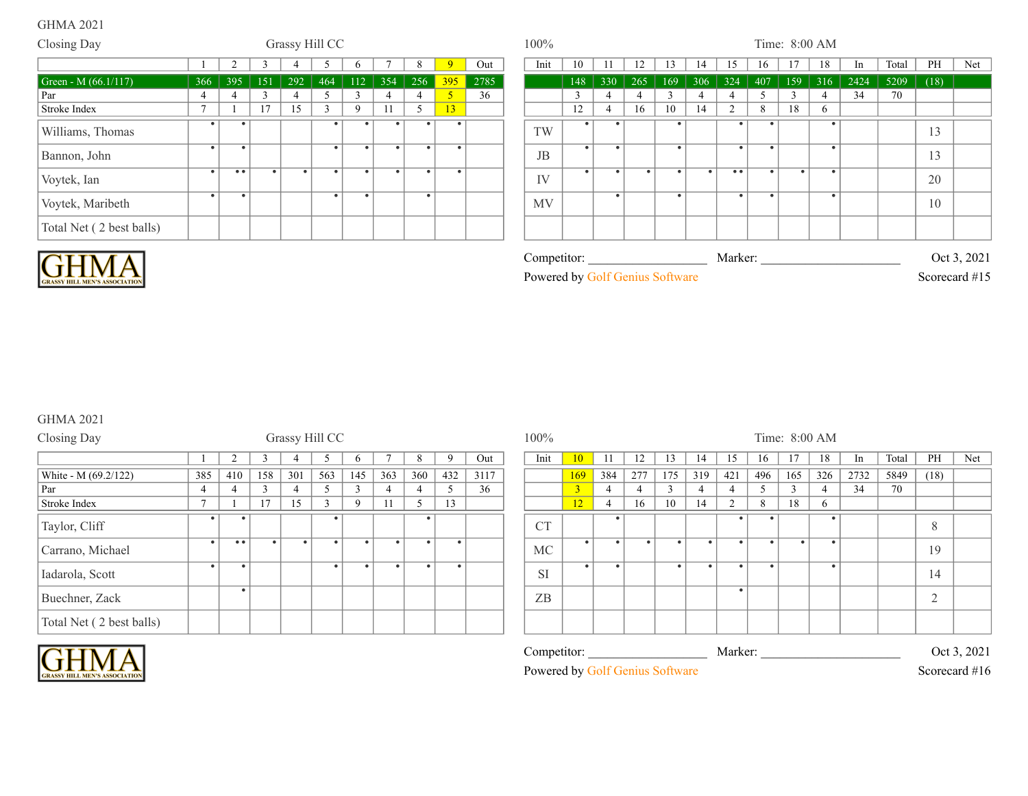GHMA 2021

Closing Day — Grassy Hill CC — 100% — Time: 8:00 AM

| | 1 | 2 | 3 | 4 | 5 | 6 | 7 | 8 | 9 | Out | Init | 10 | 11 | 12 | 13 | 14 | 15 | 16 | 17 | 18 | In | Total | PH | Net |
|---|---|---|---|---|---|---|---|---|---|---|---|---|---|---|---|---|---|---|---|---|---|---|---|---|
| Green - M (66.1/117) | 366 | 395 | 151 | 292 | 464 | 112 | 354 | 256 | 395 | 2785 | | 148 | 330 | 265 | 169 | 306 | 324 | 407 | 159 | 316 | 2424 | 5209 | (18) | |
| Par | 4 | 4 | 3 | 4 | 5 | 3 | 4 | 4 | 5 | 36 | | 3 | 4 | 4 | 3 | 4 | 4 | 5 | 3 | 4 | 34 | 70 | | |
| Stroke Index | 7 | 1 | 17 | 15 | 3 | 9 | 11 | 5 | 13 | | | 12 | 4 | 16 | 10 | 14 | 2 | 8 | 18 | 6 | | | | |
| Williams, Thomas | • | • | | | • | • | • | • | • | | TW | • | • | | • | | • | • | | • | | | 13 | |
| Bannon, John | • | • | | | • | • | • | • | • | | JB | • | • | | • | | • | • | | • | | | 13 | |
| Voytek, Ian | • | •• | • | • | • | • | • | • | • | | IV | • | • | • | • | • | •• | • | • | • | | | 20 | |
| Voytek, Maribeth | • | • | | | • | • | | • | | | MV | | • | | • | | • | • | | • | | | 10 | |
| Total Net ( 2 best balls) | | | | | | | | | | | | | | | | | | | | | | | | |

GHMA GRASSY HILL MEN'S ASSOCIATION

Competitor: ____________________ Marker: ________________________ Oct 3, 2021

Powered by Golf Genius Software — Scorecard #15

GHMA 2021

Closing Day — Grassy Hill CC — 100% — Time: 8:00 AM

| | 1 | 2 | 3 | 4 | 5 | 6 | 7 | 8 | 9 | Out | Init | 10 | 11 | 12 | 13 | 14 | 15 | 16 | 17 | 18 | In | Total | PH | Net |
|---|---|---|---|---|---|---|---|---|---|---|---|---|---|---|---|---|---|---|---|---|---|---|---|---|
| White - M (69.2/122) | 385 | 410 | 158 | 301 | 563 | 145 | 363 | 360 | 432 | 3117 | | 169 | 384 | 277 | 175 | 319 | 421 | 496 | 165 | 326 | 2732 | 5849 | (18) | |
| Par | 4 | 4 | 3 | 4 | 5 | 3 | 4 | 4 | 5 | 36 | | 3 | 4 | 4 | 3 | 4 | 4 | 5 | 3 | 4 | 34 | 70 | | |
| Stroke Index | 7 | 1 | 17 | 15 | 3 | 9 | 11 | 5 | 13 | | | 12 | 4 | 16 | 10 | 14 | 2 | 8 | 18 | 6 | | | | |
| Taylor, Cliff | • | • | | | • | | | • | | | CT | | • | | | | • | • | | • | | | 8 | |
| Carrano, Michael | • | •• | • | • | • | • | • | • | • | | MC | • | • | • | • | • | • | • | • | • | | | 19 | |
| Iadarola, Scott | • | • | | | • | • | • | • | • | | SI | • | • | | • | • | • | • | | • | | | 14 | |
| Buechner, Zack | | • | | | | | | | | | ZB | | | | | | • | | | | | | 2 | |
| Total Net ( 2 best balls) | | | | | | | | | | | | | | | | | | | | | | | | |

GHMA GRASSY HILL MEN'S ASSOCIATION

Competitor: ____________________ Marker: ________________________ Oct 3, 2021

Powered by Golf Genius Software — Scorecard #16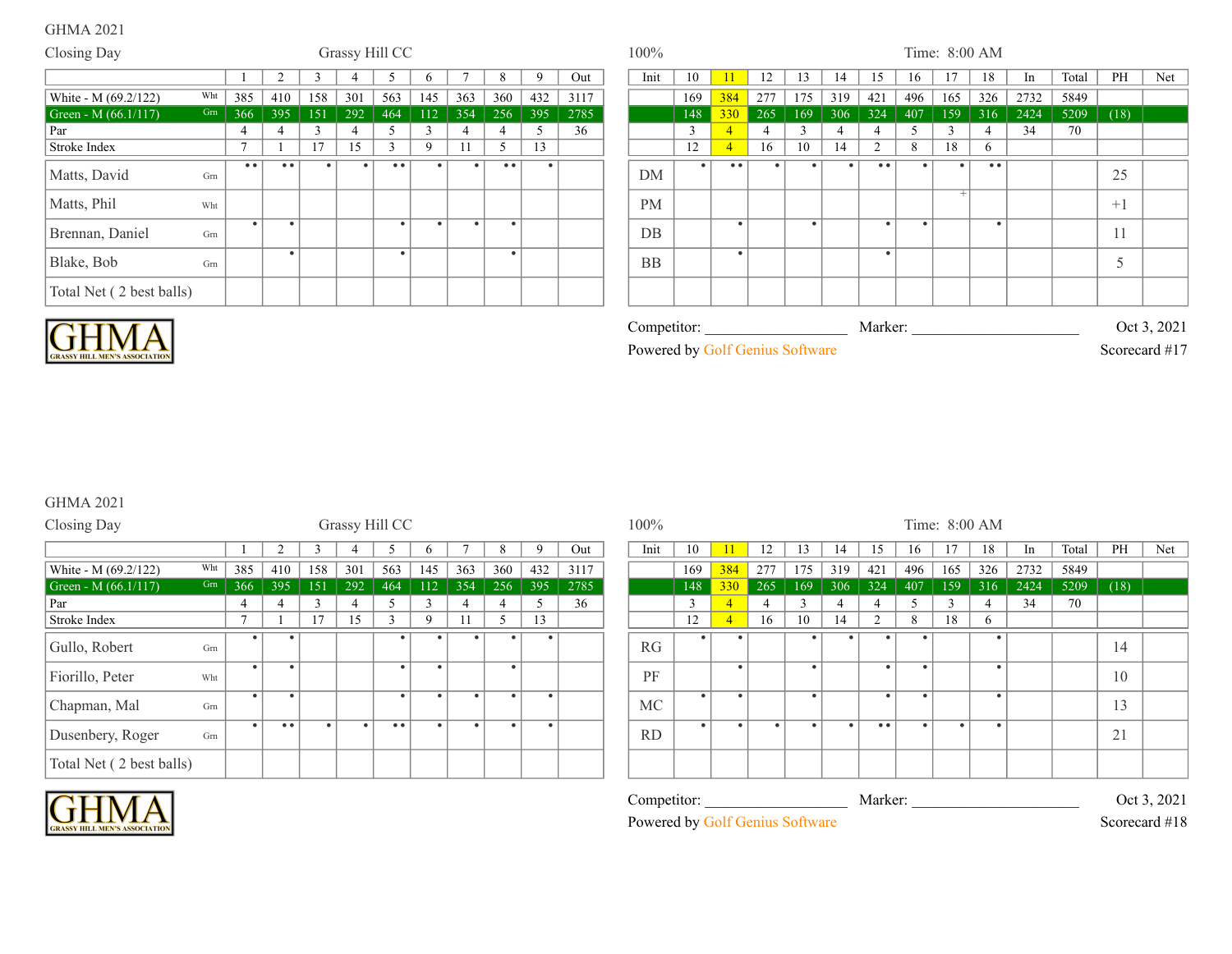GHMA 2021

Closing Day — Grassy Hill CC — 100% — Time: 8:00 AM

| | | 1 | 2 | 3 | 4 | 5 | 6 | 7 | 8 | 9 | Out | Init | 10 | 11 | 12 | 13 | 14 | 15 | 16 | 17 | 18 | In | Total | PH | Net |
|---|---|---|---|---|---|---|---|---|---|---|---|---|---|---|---|---|---|---|---|---|---|---|---|---|---|
| White - M (69.2/122) | Wht | 385 | 410 | 158 | 301 | 563 | 145 | 363 | 360 | 432 | 3117 | | 169 | 384 | 277 | 175 | 319 | 421 | 496 | 165 | 326 | 2732 | 5849 | | |
| Green - M (66.1/117) | Grn | 366 | 395 | 151 | 292 | 464 | 112 | 354 | 256 | 395 | 2785 | | 148 | 330 | 265 | 169 | 306 | 324 | 407 | 159 | 316 | 2424 | 5209 | (18) | |
| Par | | 4 | 4 | 3 | 4 | 5 | 3 | 4 | 4 | 5 | 36 | | 3 | 4 | 4 | 3 | 4 | 4 | 5 | 3 | 4 | 34 | 70 | | |
| Stroke Index | | 7 | 1 | 17 | 15 | 3 | 9 | 11 | 5 | 13 | | | 12 | 4 | 16 | 10 | 14 | 2 | 8 | 18 | 6 | | | | |
| Matts, David | Grn | •• | •• | • | • | •• | • | • | •• | • | | DM | • | •• | • | • | • | •• | • | • | •• | | | 25 | |
| Matts, Phil | Wht | | | | | | | | | | | PM | | | | | | | | + | | | | +1 | |
| Brennan, Daniel | Grn | • | • | | | • | • | • | • | | | DB | | • | | • | | • | • | | • | | | 11 | |
| Blake, Bob | Grn | | • | | | • | | | • | | | BB | | • | | | | • | | | | | | 5 | |
| Total Net ( 2 best balls) | | | | | | | | | | | | | | | | | | | | | | | | | |

GHMA — GRASSY HILL MEN'S ASSOCIATION

Competitor: ____________________ Marker: ______________________ Oct 3, 2021

Powered by Golf Genius Software — Scorecard #17

GHMA 2021

Closing Day — Grassy Hill CC — 100% — Time: 8:00 AM

| | | 1 | 2 | 3 | 4 | 5 | 6 | 7 | 8 | 9 | Out | Init | 10 | 11 | 12 | 13 | 14 | 15 | 16 | 17 | 18 | In | Total | PH | Net |
|---|---|---|---|---|---|---|---|---|---|---|---|---|---|---|---|---|---|---|---|---|---|---|---|---|---|
| White - M (69.2/122) | Wht | 385 | 410 | 158 | 301 | 563 | 145 | 363 | 360 | 432 | 3117 | | 169 | 384 | 277 | 175 | 319 | 421 | 496 | 165 | 326 | 2732 | 5849 | | |
| Green - M (66.1/117) | Grn | 366 | 395 | 151 | 292 | 464 | 112 | 354 | 256 | 395 | 2785 | | 148 | 330 | 265 | 169 | 306 | 324 | 407 | 159 | 316 | 2424 | 5209 | (18) | |
| Par | | 4 | 4 | 3 | 4 | 5 | 3 | 4 | 4 | 5 | 36 | | 3 | 4 | 4 | 3 | 4 | 4 | 5 | 3 | 4 | 34 | 70 | | |
| Stroke Index | | 7 | 1 | 17 | 15 | 3 | 9 | 11 | 5 | 13 | | | 12 | 4 | 16 | 10 | 14 | 2 | 8 | 18 | 6 | | | | |
| Gullo, Robert | Grn | • | • | | | • | • | • | • | • | | RG | • | • | | • | • | • | • | | • | | | 14 | |
| Fiorillo, Peter | Wht | • | • | | | • | • | | • | | | PF | | • | | • | | • | • | | • | | | 10 | |
| Chapman, Mal | Grn | • | • | | | • | • | • | • | • | | MC | • | • | | • | | • | • | | • | | | 13 | |
| Dusenbery, Roger | Grn | • | •• | • | • | •• | • | • | • | • | | RD | • | • | • | • | • | •• | • | • | • | | | 21 | |
| Total Net ( 2 best balls) | | | | | | | | | | | | | | | | | | | | | | | | | |

GHMA — GRASSY HILL MEN'S ASSOCIATION

Competitor: ____________________ Marker: ______________________ Oct 3, 2021

Powered by Golf Genius Software — Scorecard #18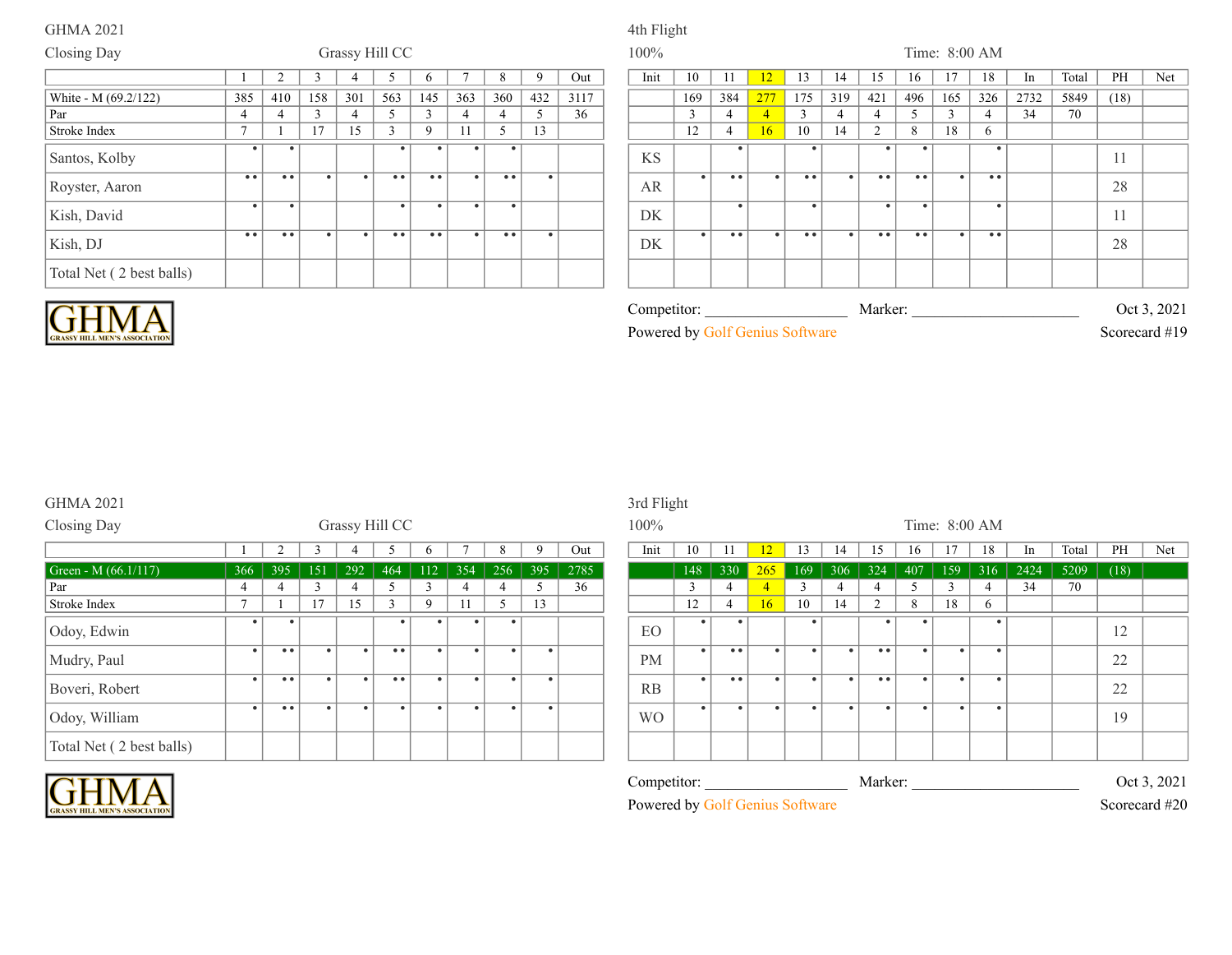GHMA 2021

Closing Day — Grassy Hill CC

4th Flight

100% — Time: 8:00 AM

| | 1 | 2 | 3 | 4 | 5 | 6 | 7 | 8 | 9 | Out | Init | 10 | 11 | 12 | 13 | 14 | 15 | 16 | 17 | 18 | In | Total | PH | Net |
|---|---|---|---|---|---|---|---|---|---|---|---|---|---|---|---|---|---|---|---|---|---|---|---|---|
| White - M (69.2/122) | 385 | 410 | 158 | 301 | 563 | 145 | 363 | 360 | 432 | 3117 | | 169 | 384 | 277 | 175 | 319 | 421 | 496 | 165 | 326 | 2732 | 5849 | (18) | |
| Par | 4 | 4 | 3 | 4 | 5 | 3 | 4 | 4 | 5 | 36 | | 3 | 4 | 4 | 3 | 4 | 4 | 5 | 3 | 4 | 34 | 70 | | |
| Stroke Index | 7 | 1 | 17 | 15 | 3 | 9 | 11 | 5 | 13 | | | 12 | 4 | 16 | 10 | 14 | 2 | 8 | 18 | 6 | | | | |
| Santos, Kolby | • | • | | | • | • | • | • | | | KS | | • | | • | | • | • | | • | | | 11 | |
| Royster, Aaron | •• | •• | • | • | •• | •• | • | •• | • | | AR | • | •• | • | •• | • | •• | •• | • | •• | | | 28 | |
| Kish, David | • | • | | | • | • | • | • | | | DK | | • | | • | | • | • | | • | | | 11 | |
| Kish, DJ | •• | •• | • | • | •• | •• | • | •• | • | | DK | • | •• | • | •• | • | •• | •• | • | •• | | | 28 | |
| Total Net ( 2 best balls) | | | | | | | | | | | | | | | | | | | | | | | | |

GHMA GRASSY HILL MEN'S ASSOCIATION

Competitor: ____________________ Marker: ________________________ Oct 3, 2021

Powered by Golf Genius Software — Scorecard #19

GHMA 2021

Closing Day — Grassy Hill CC

3rd Flight

100% — Time: 8:00 AM

| | 1 | 2 | 3 | 4 | 5 | 6 | 7 | 8 | 9 | Out | Init | 10 | 11 | 12 | 13 | 14 | 15 | 16 | 17 | 18 | In | Total | PH | Net |
|---|---|---|---|---|---|---|---|---|---|---|---|---|---|---|---|---|---|---|---|---|---|---|---|---|
| Green - M (66.1/117) | 366 | 395 | 151 | 292 | 464 | 112 | 354 | 256 | 395 | 2785 | | 148 | 330 | 265 | 169 | 306 | 324 | 407 | 159 | 316 | 2424 | 5209 | (18) | |
| Par | 4 | 4 | 3 | 4 | 5 | 3 | 4 | 4 | 5 | 36 | | 3 | 4 | 4 | 3 | 4 | 4 | 5 | 3 | 4 | 34 | 70 | | |
| Stroke Index | 7 | 1 | 17 | 15 | 3 | 9 | 11 | 5 | 13 | | | 12 | 4 | 16 | 10 | 14 | 2 | 8 | 18 | 6 | | | | |
| Odoy, Edwin | • | • | | | • | • | • | • | | | EO | • | • | | • | | • | • | | • | | | 12 | |
| Mudry, Paul | • | •• | • | • | •• | • | • | • | • | | PM | • | •• | • | • | • | •• | • | • | • | | | 22 | |
| Boveri, Robert | • | •• | • | • | •• | • | • | • | • | | RB | • | •• | • | • | • | •• | • | • | • | | | 22 | |
| Odoy, William | • | •• | • | • | • | • | • | • | • | | WO | • | • | • | • | • | • | • | • | • | | | 19 | |
| Total Net ( 2 best balls) | | | | | | | | | | | | | | | | | | | | | | | | |

GHMA GRASSY HILL MEN'S ASSOCIATION

Competitor: ____________________ Marker: ________________________ Oct 3, 2021

Powered by Golf Genius Software — Scorecard #20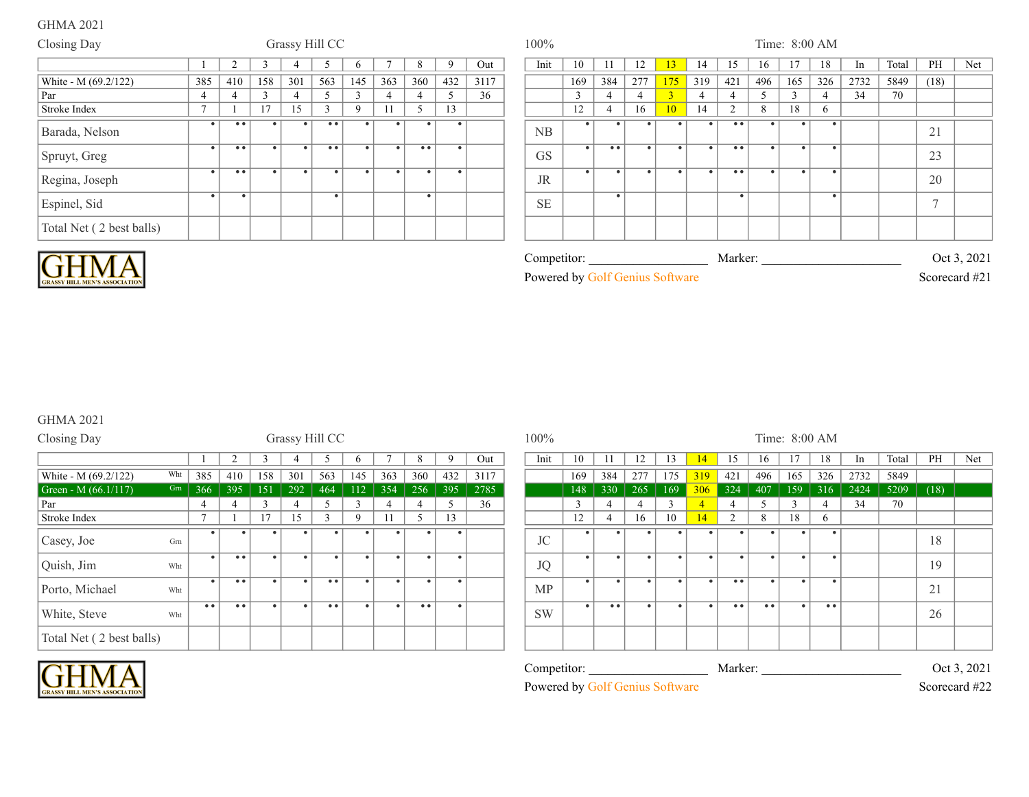GHMA 2021

Closing Day — Grassy Hill CC — 100% — Time: 8:00 AM

| | 1 | 2 | 3 | 4 | 5 | 6 | 7 | 8 | 9 | Out | Init | 10 | 11 | 12 | 13 | 14 | 15 | 16 | 17 | 18 | In | Total | PH | Net |
|---|---|---|---|---|---|---|---|---|---|---|---|---|---|---|---|---|---|---|---|---|---|---|---|---|
| White - M (69.2/122) | 385 | 410 | 158 | 301 | 563 | 145 | 363 | 360 | 432 | 3117 | | 169 | 384 | 277 | 175 | 319 | 421 | 496 | 165 | 326 | 2732 | 5849 | (18) | |
| Par | 4 | 4 | 3 | 4 | 5 | 3 | 4 | 4 | 5 | 36 | | 3 | 4 | 4 | 3 | 4 | 4 | 5 | 3 | 4 | 34 | 70 | | |
| Stroke Index | 7 | 1 | 17 | 15 | 3 | 9 | 11 | 5 | 13 | | | 12 | 4 | 16 | 10 | 14 | 2 | 8 | 18 | 6 | | | | |
| Barada, Nelson | • | •• | • | • | •• | • | • | • | • | | NB | • | • | • | • | • | •• | • | • | • | | | 21 | |
| Spruyt, Greg | • | •• | • | • | •• | • | • | •• | • | | GS | • | •• | • | • | • | •• | • | • | • | | | 23 | |
| Regina, Joseph | • | •• | • | • | • | • | • | • | • | | JR | • | • | • | • | • | •• | • | • | • | | | 20 | |
| Espinel, Sid | • | • | | | • | | | • | | | SE | | • | | | | • | | | • | | | 7 | |
| Total Net ( 2 best balls) | | | | | | | | | | | | | | | | | | | | | | | | |

GHMA — GRASSY HILL MEN'S ASSOCIATION

Competitor: ____________________ Marker: ________________________ Oct 3, 2021

Powered by Golf Genius Software — Scorecard #21

GHMA 2021

Closing Day — Grassy Hill CC — 100% — Time: 8:00 AM

| | 1 | 2 | 3 | 4 | 5 | 6 | 7 | 8 | 9 | Out | Init | 10 | 11 | 12 | 13 | 14 | 15 | 16 | 17 | 18 | In | Total | PH | Net |
|---|---|---|---|---|---|---|---|---|---|---|---|---|---|---|---|---|---|---|---|---|---|---|---|---|
| White - M (69.2/122) Wht | 385 | 410 | 158 | 301 | 563 | 145 | 363 | 360 | 432 | 3117 | | 169 | 384 | 277 | 175 | 319 | 421 | 496 | 165 | 326 | 2732 | 5849 | | |
| Green - M (66.1/117) Grn | 366 | 395 | 151 | 292 | 464 | 112 | 354 | 256 | 395 | 2785 | | 148 | 330 | 265 | 169 | 306 | 324 | 407 | 159 | 316 | 2424 | 5209 | (18) | |
| Par | 4 | 4 | 3 | 4 | 5 | 3 | 4 | 4 | 5 | 36 | | 3 | 4 | 4 | 3 | 4 | 4 | 5 | 3 | 4 | 34 | 70 | | |
| Stroke Index | 7 | 1 | 17 | 15 | 3 | 9 | 11 | 5 | 13 | | | 12 | 4 | 16 | 10 | 14 | 2 | 8 | 18 | 6 | | | | |
| Casey, Joe Grn | • | • | • | • | • | • | • | • | • | | JC | • | • | • | • | • | • | • | • | • | | | 18 | |
| Quish, Jim Wht | • | •• | • | • | • | • | • | • | • | | JQ | • | • | • | • | • | • | • | • | • | | | 19 | |
| Porto, Michael Wht | • | •• | • | • | •• | • | • | • | • | | MP | • | • | • | • | • | •• | • | • | • | | | 21 | |
| White, Steve Wht | •• | •• | • | • | •• | • | • | •• | • | | SW | • | •• | • | • | • | •• | •• | • | •• | | | 26 | |
| Total Net ( 2 best balls) | | | | | | | | | | | | | | | | | | | | | | | | |

GHMA — GRASSY HILL MEN'S ASSOCIATION

Competitor: ____________________ Marker: ________________________ Oct 3, 2021

Powered by Golf Genius Software — Scorecard #22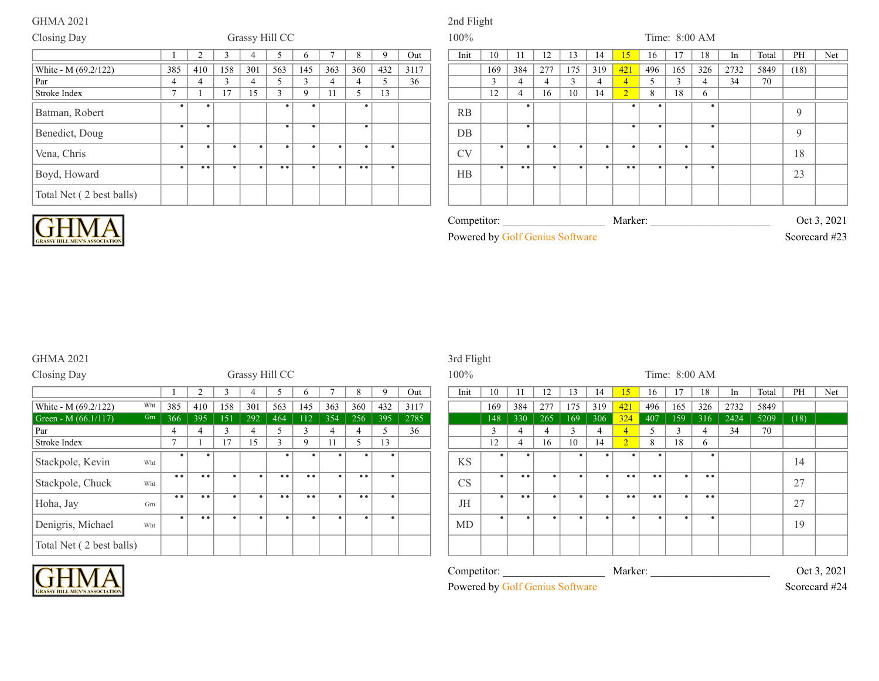GHMA 2021

Closing Day — Grassy Hill CC

2nd Flight

100% — Time: 8:00 AM

| | 1 | 2 | 3 | 4 | 5 | 6 | 7 | 8 | 9 | Out | Init | 10 | 11 | 12 | 13 | 14 | 15 | 16 | 17 | 18 | In | Total | PH | Net |
|---|---|---|---|---|---|---|---|---|---|---|---|---|---|---|---|---|---|---|---|---|---|---|---|---|
| White - M (69.2/122) | 385 | 410 | 158 | 301 | 563 | 145 | 363 | 360 | 432 | 3117 | | 169 | 384 | 277 | 175 | 319 | 421 | 496 | 165 | 326 | 2732 | 5849 | (18) | |
| Par | 4 | 4 | 3 | 4 | 5 | 3 | 4 | 4 | 5 | 36 | | 3 | 4 | 4 | 3 | 4 | 4 | 5 | 3 | 4 | 34 | 70 | | |
| Stroke Index | 7 | 1 | 17 | 15 | 3 | 9 | 11 | 5 | 13 | | | 12 | 4 | 16 | 10 | 14 | 2 | 8 | 18 | 6 | | | | |
| Batman, Robert | • | • | | | • | • | | • | | | RB | | • | | | | • | • | | • | | | 9 | |
| Benedict, Doug | • | • | | | • | • | | • | | | DB | | • | | | | • | • | | • | | | 9 | |
| Vena, Chris | • | • | • | • | • | • | • | • | • | | CV | • | • | • | • | • | • | • | • | • | | | 18 | |
| Boyd, Howard | • | •• | • | • | •• | • | • | •• | • | | HB | • | •• | • | • | • | •• | • | • | • | | | 23 | |
| Total Net ( 2 best balls) | | | | | | | | | | | | | | | | | | | | | | | | |

Competitor: ____________________ Marker: ________________________ Oct 3, 2021

Powered by Golf Genius Software — Scorecard #23

GHMA 2021

Closing Day — Grassy Hill CC

3rd Flight

100% — Time: 8:00 AM

| | | 1 | 2 | 3 | 4 | 5 | 6 | 7 | 8 | 9 | Out | Init | 10 | 11 | 12 | 13 | 14 | 15 | 16 | 17 | 18 | In | Total | PH | Net |
|---|---|---|---|---|---|---|---|---|---|---|---|---|---|---|---|---|---|---|---|---|---|---|---|---|---|
| White - M (69.2/122) | Wht | 385 | 410 | 158 | 301 | 563 | 145 | 363 | 360 | 432 | 3117 | | 169 | 384 | 277 | 175 | 319 | 421 | 496 | 165 | 326 | 2732 | 5849 | | |
| Green - M (66.1/117) | Grn | 366 | 395 | 151 | 292 | 464 | 112 | 354 | 256 | 395 | 2785 | | 148 | 330 | 265 | 169 | 306 | 324 | 407 | 159 | 316 | 2424 | 5209 | (18) | |
| Par | | 4 | 4 | 3 | 4 | 5 | 3 | 4 | 4 | 5 | 36 | | 3 | 4 | 4 | 3 | 4 | 4 | 5 | 3 | 4 | 34 | 70 | | |
| Stroke Index | | 7 | 1 | 17 | 15 | 3 | 9 | 11 | 5 | 13 | | | 12 | 4 | 16 | 10 | 14 | 2 | 8 | 18 | 6 | | | | |
| Stackpole, Kevin | Wht | • | • | | | • | • | • | • | • | | KS | • | • | | • | • | • | • | | • | | | 14 | |
| Stackpole, Chuck | Wht | •• | •• | • | • | •• | •• | • | •• | • | | CS | • | •• | • | • | • | •• | •• | • | •• | | | 27 | |
| Hoha, Jay | Grn | •• | •• | • | • | •• | •• | • | •• | • | | JH | • | •• | • | • | • | •• | •• | • | •• | | | 27 | |
| Denigris, Michael | Wht | • | •• | • | • | • | • | • | • | • | | MD | • | • | • | • | • | • | • | • | • | | | 19 | |
| Total Net ( 2 best balls) | | | | | | | | | | | | | | | | | | | | | | | | | |

Competitor: ____________________ Marker: ________________________ Oct 3, 2021

Powered by Golf Genius Software — Scorecard #24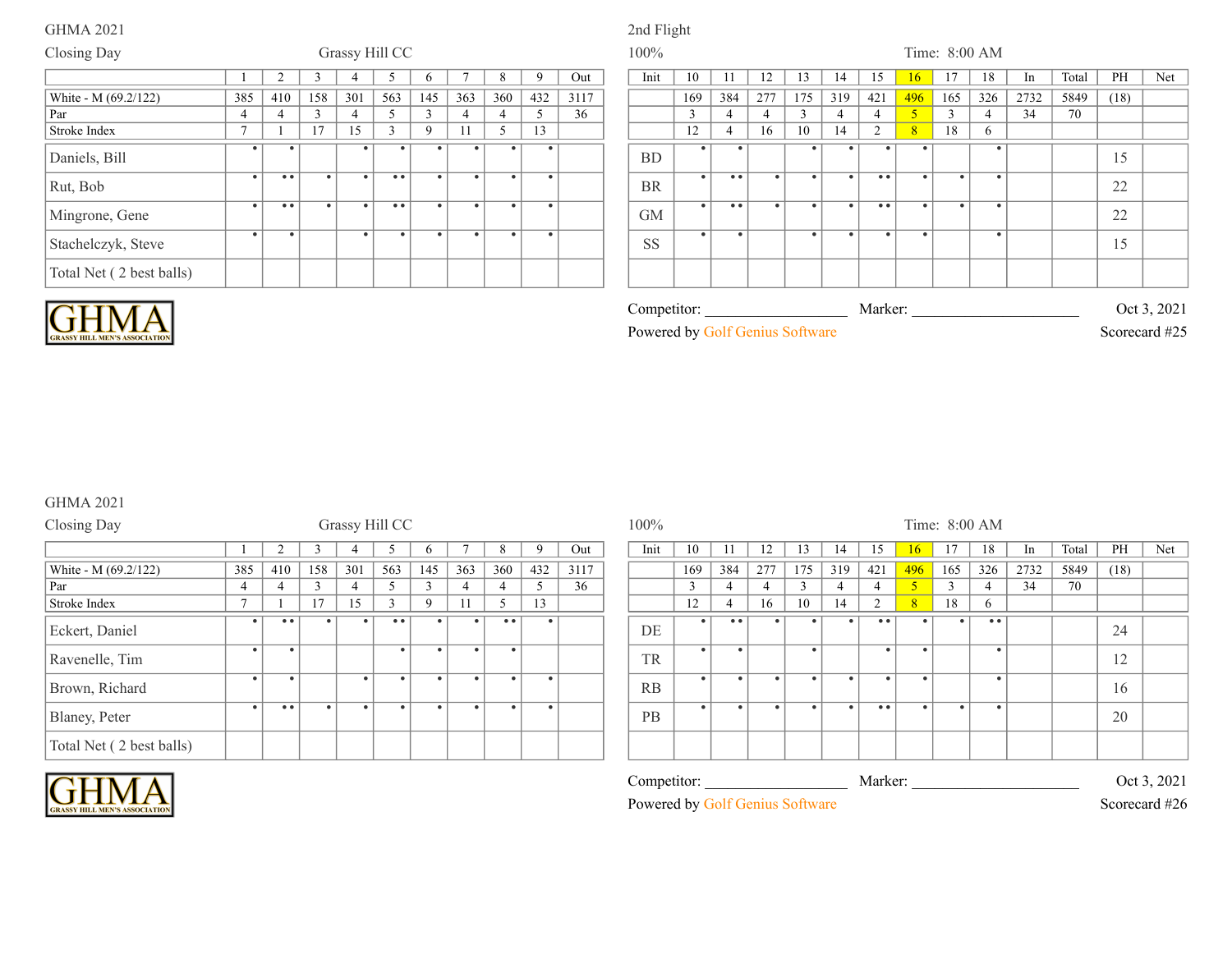GHMA 2021

Closing Day — Grassy Hill CC

2nd Flight

100% — Time: 8:00 AM

| | 1 | 2 | 3 | 4 | 5 | 6 | 7 | 8 | 9 | Out | Init | 10 | 11 | 12 | 13 | 14 | 15 | 16 | 17 | 18 | In | Total | PH | Net |
|---|---|---|---|---|---|---|---|---|---|---|---|---|---|---|---|---|---|---|---|---|---|---|---|---|
| White - M (69.2/122) | 385 | 410 | 158 | 301 | 563 | 145 | 363 | 360 | 432 | 3117 | | 169 | 384 | 277 | 175 | 319 | 421 | 496 | 165 | 326 | 2732 | 5849 | (18) | |
| Par | 4 | 4 | 3 | 4 | 5 | 3 | 4 | 4 | 5 | 36 | | 3 | 4 | 4 | 3 | 4 | 4 | 5 | 3 | 4 | 34 | 70 | | |
| Stroke Index | 7 | 1 | 17 | 15 | 3 | 9 | 11 | 5 | 13 | | | 12 | 4 | 16 | 10 | 14 | 2 | 8 | 18 | 6 | | | | |
| Daniels, Bill | • | • | | • | • | • | • | • | • | | BD | • | • | | • | • | • | • | | • | | | 15 | |
| Rut, Bob | • | •• | • | • | •• | • | • | • | • | | BR | • | •• | • | • | • | •• | • | • | • | | | 22 | |
| Mingrone, Gene | • | •• | • | • | •• | • | • | • | • | | GM | • | •• | • | • | • | •• | • | • | • | | | 22 | |
| Stachelczyk, Steve | • | • | | • | • | • | • | • | • | | SS | • | • | | • | • | • | • | | • | | | 15 | |
| Total Net ( 2 best balls) | | | | | | | | | | | | | | | | | | | | | | | | |

GHMA GRASSY HILL MEN'S ASSOCIATION

Competitor: ____________________ Marker: ________________________ Oct 3, 2021

Powered by Golf Genius Software — Scorecard #25

GHMA 2021

Closing Day — Grassy Hill CC

100% — Time: 8:00 AM

| | 1 | 2 | 3 | 4 | 5 | 6 | 7 | 8 | 9 | Out | Init | 10 | 11 | 12 | 13 | 14 | 15 | 16 | 17 | 18 | In | Total | PH | Net |
|---|---|---|---|---|---|---|---|---|---|---|---|---|---|---|---|---|---|---|---|---|---|---|---|---|
| White - M (69.2/122) | 385 | 410 | 158 | 301 | 563 | 145 | 363 | 360 | 432 | 3117 | | 169 | 384 | 277 | 175 | 319 | 421 | 496 | 165 | 326 | 2732 | 5849 | (18) | |
| Par | 4 | 4 | 3 | 4 | 5 | 3 | 4 | 4 | 5 | 36 | | 3 | 4 | 4 | 3 | 4 | 4 | 5 | 3 | 4 | 34 | 70 | | |
| Stroke Index | 7 | 1 | 17 | 15 | 3 | 9 | 11 | 5 | 13 | | | 12 | 4 | 16 | 10 | 14 | 2 | 8 | 18 | 6 | | | | |
| Eckert, Daniel | • | •• | • | • | •• | • | • | •• | • | | DE | • | •• | • | • | • | •• | • | • | •• | | | 24 | |
| Ravenelle, Tim | • | • | | | • | • | • | • | | | TR | • | • | | • | | • | • | | • | | | 12 | |
| Brown, Richard | • | • | | • | • | • | • | • | • | | RB | • | • | • | • | • | • | • | | • | | | 16 | |
| Blaney, Peter | • | •• | • | • | • | • | • | • | • | | PB | • | • | • | • | • | •• | • | • | • | | | 20 | |
| Total Net ( 2 best balls) | | | | | | | | | | | | | | | | | | | | | | | | |

GHMA GRASSY HILL MEN'S ASSOCIATION

Competitor: ____________________ Marker: ________________________ Oct 3, 2021

Powered by Golf Genius Software — Scorecard #26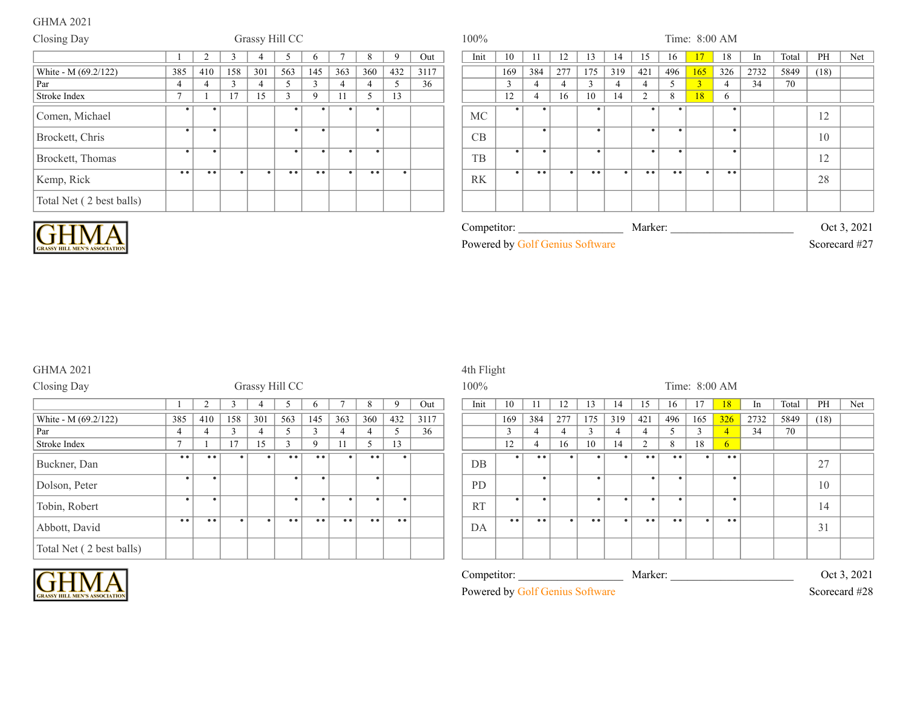GHMA 2021

Closing Day — Grassy Hill CC

100% — Time: 8:00 AM

| | 1 | 2 | 3 | 4 | 5 | 6 | 7 | 8 | 9 | Out | Init | 10 | 11 | 12 | 13 | 14 | 15 | 16 | 17 | 18 | In | Total | PH | Net |
|---|---|---|---|---|---|---|---|---|---|---|---|---|---|---|---|---|---|---|---|---|---|---|---|---|
| White - M (69.2/122) | 385 | 410 | 158 | 301 | 563 | 145 | 363 | 360 | 432 | 3117 | | 169 | 384 | 277 | 175 | 319 | 421 | 496 | 165 | 326 | 2732 | 5849 | (18) | |
| Par | 4 | 4 | 3 | 4 | 5 | 3 | 4 | 4 | 5 | 36 | | 3 | 4 | 4 | 3 | 4 | 4 | 5 | 3 | 4 | 34 | 70 | | |
| Stroke Index | 7 | 1 | 17 | 15 | 3 | 9 | 11 | 5 | 13 | | | 12 | 4 | 16 | 10 | 14 | 2 | 8 | 18 | 6 | | | | |
| Comen, Michael | • | • | | | • | • | • | • | | | MC | • | • | | • | | • | • | | • | | | 12 | |
| Brockett, Chris | • | • | | | • | • | | • | | | CB | | • | | • | | • | • | | • | | | 10 | |
| Brockett, Thomas | • | • | | | • | • | • | • | | | TB | • | • | | • | | • | • | | • | | | 12 | |
| Kemp, Rick | •• | •• | • | • | •• | •• | • | •• | • | | RK | • | •• | • | •• | • | •• | •• | • | •• | | | 28 | |
| Total Net ( 2 best balls) | | | | | | | | | | | | | | | | | | | | | | | | |

GHMA — GRASSY HILL MEN'S ASSOCIATION

Competitor: ____________________ Marker: ______________________ Oct 3, 2021

Powered by Golf Genius Software — Scorecard #27

GHMA 2021

Closing Day — Grassy Hill CC

4th Flight

100% — Time: 8:00 AM

| | 1 | 2 | 3 | 4 | 5 | 6 | 7 | 8 | 9 | Out | Init | 10 | 11 | 12 | 13 | 14 | 15 | 16 | 17 | 18 | In | Total | PH | Net |
|---|---|---|---|---|---|---|---|---|---|---|---|---|---|---|---|---|---|---|---|---|---|---|---|---|
| White - M (69.2/122) | 385 | 410 | 158 | 301 | 563 | 145 | 363 | 360 | 432 | 3117 | | 169 | 384 | 277 | 175 | 319 | 421 | 496 | 165 | 326 | 2732 | 5849 | (18) | |
| Par | 4 | 4 | 3 | 4 | 5 | 3 | 4 | 4 | 5 | 36 | | 3 | 4 | 4 | 3 | 4 | 4 | 5 | 3 | 4 | 34 | 70 | | |
| Stroke Index | 7 | 1 | 17 | 15 | 3 | 9 | 11 | 5 | 13 | | | 12 | 4 | 16 | 10 | 14 | 2 | 8 | 18 | 6 | | | | |
| Buckner, Dan | •• | •• | • | • | •• | •• | • | •• | • | | DB | • | •• | • | • | • | •• | •• | • | •• | | | 27 | |
| Dolson, Peter | • | • | | | • | • | | • | | | PD | | • | | • | | • | • | | • | | | 10 | |
| Tobin, Robert | • | • | | | • | • | • | • | • | | RT | • | • | | • | • | • | • | | • | | | 14 | |
| Abbott, David | •• | •• | • | • | •• | •• | •• | •• | •• | | DA | •• | •• | • | •• | • | •• | •• | • | •• | | | 31 | |
| Total Net ( 2 best balls) | | | | | | | | | | | | | | | | | | | | | | | | |

GHMA — GRASSY HILL MEN'S ASSOCIATION

Competitor: ____________________ Marker: ______________________ Oct 3, 2021

Powered by Golf Genius Software — Scorecard #28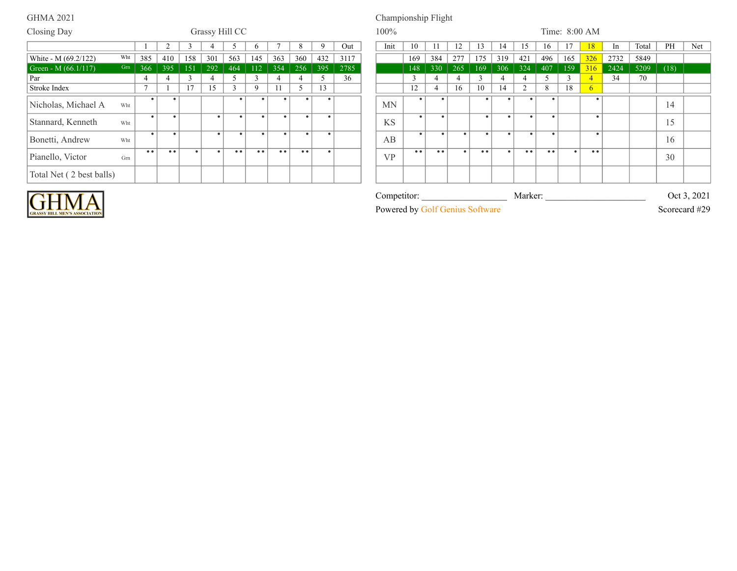GHMA 2021

Closing Day

Grassy Hill CC

Championship Flight

100%

Time: 8:00 AM

| | 1 | 2 | 3 | 4 | 5 | 6 | 7 | 8 | 9 | Out |
|---|---|---|---|---|---|---|---|---|---|---|
| White - M (69.2/122) Wht | 385 | 410 | 158 | 301 | 563 | 145 | 363 | 360 | 432 | 3117 |
| Green - M (66.1/117) Grn | 366 | 395 | 151 | 292 | 464 | 112 | 354 | 256 | 395 | 2785 |
| Par | 4 | 4 | 3 | 4 | 5 | 3 | 4 | 4 | 5 | 36 |
| Stroke Index | 7 | 1 | 17 | 15 | 3 | 9 | 11 | 5 | 13 | |
| Nicholas, Michael A Wht | • | • | | | • | • | • | • | • | |
| Stannard, Kenneth Wht | • | • | | • | • | • | • | • | • | |
| Bonetti, Andrew Wht | • | • | | • | • | • | • | • | • | |
| Pianello, Victor Grn | •• | •• | • | • | •• | •• | •• | •• | • | |
| Total Net ( 2 best balls) | | | | | | | | | | |

| Init | 10 | 11 | 12 | 13 | 14 | 15 | 16 | 17 | 18 | In | Total | PH | Net |
|---|---|---|---|---|---|---|---|---|---|---|---|---|---|
| | 169 | 384 | 277 | 175 | 319 | 421 | 496 | 165 | 326 | 2732 | 5849 | | |
| | 148 | 330 | 265 | 169 | 306 | 324 | 407 | 159 | 316 | 2424 | 5209 | (18) | |
| | 3 | 4 | 4 | 3 | 4 | 4 | 5 | 3 | 4 | 34 | 70 | | |
| | 12 | 4 | 16 | 10 | 14 | 2 | 8 | 18 | 6 | | | | |
| MN | • | • | | • | • | • | • | | • | | | 14 | |
| KS | • | • | | • | • | • | • | | • | | | 15 | |
| AB | • | • | • | • | • | • | • | | • | | | 16 | |
| VP | •• | •• | • | •• | • | •• | •• | • | •• | | | 30 | |
| | | | | | | | | | | | | | |

GHMA GRASSY HILL MEN'S ASSOCIATION

Competitor: ___________________ Marker: ______________________ Oct 3, 2021

Powered by Golf Genius Software Scorecard #29